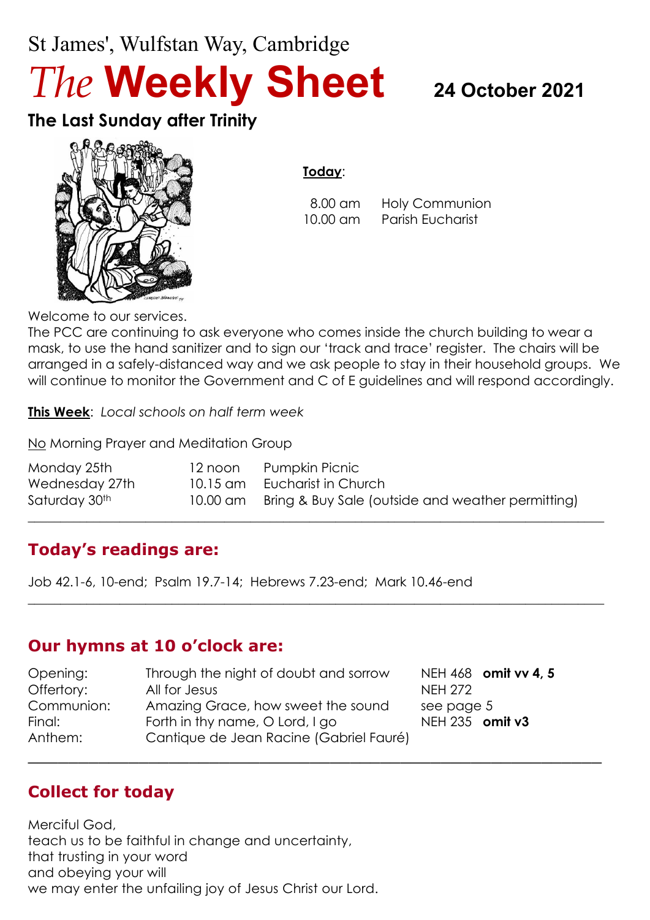St James', Wulfstan Way, Cambridge

# *The* Weekly Sheet

**24 October 2021**

## The Last Sunday after Trinity

**Today**:

| | |
|---|---|
| 8.00 am | Holy Communion |
| 10.00 am | Parish Eucharist |

Welcome to our services.

The PCC are continuing to ask everyone who comes inside the church building to wear a mask, to use the hand sanitizer and to sign our 'track and trace' register. The chairs will be arranged in a safely-distanced way and we ask people to stay in their household groups. We will continue to monitor the Government and C of E guidelines and will respond accordingly.

**This Week**: *Local schools on half term week*

No Morning Prayer and Meditation Group

| | | |
|---|---|---|
| Monday 25th | 12 noon | Pumpkin Picnic |
| Wednesday 27th | 10.15 am | Eucharist in Church |
| Saturday 30th | 10.00 am | Bring & Buy Sale (outside and weather permitting) |

---

## Today's readings are:

Job 42.1-6, 10-end; Psalm 19.7-14; Hebrews 7.23-end; Mark 10.46-end

---

## Our hymns at 10 o'clock are:

| | | |
|---|---|---|
| Opening: | Through the night of doubt and sorrow | NEH 468 **omit vv 4, 5** |
| Offertory: | All for Jesus | NEH 272 |
| Communion: | Amazing Grace, how sweet the sound | see page 5 |
| Final: | Forth in thy name, O Lord, I go | NEH 235 **omit v3** |
| Anthem: | Cantique de Jean Racine (Gabriel Fauré) | |

---

## Collect for today

Merciful God,
teach us to be faithful in change and uncertainty,
that trusting in your word
and obeying your will
we may enter the unfailing joy of Jesus Christ our Lord.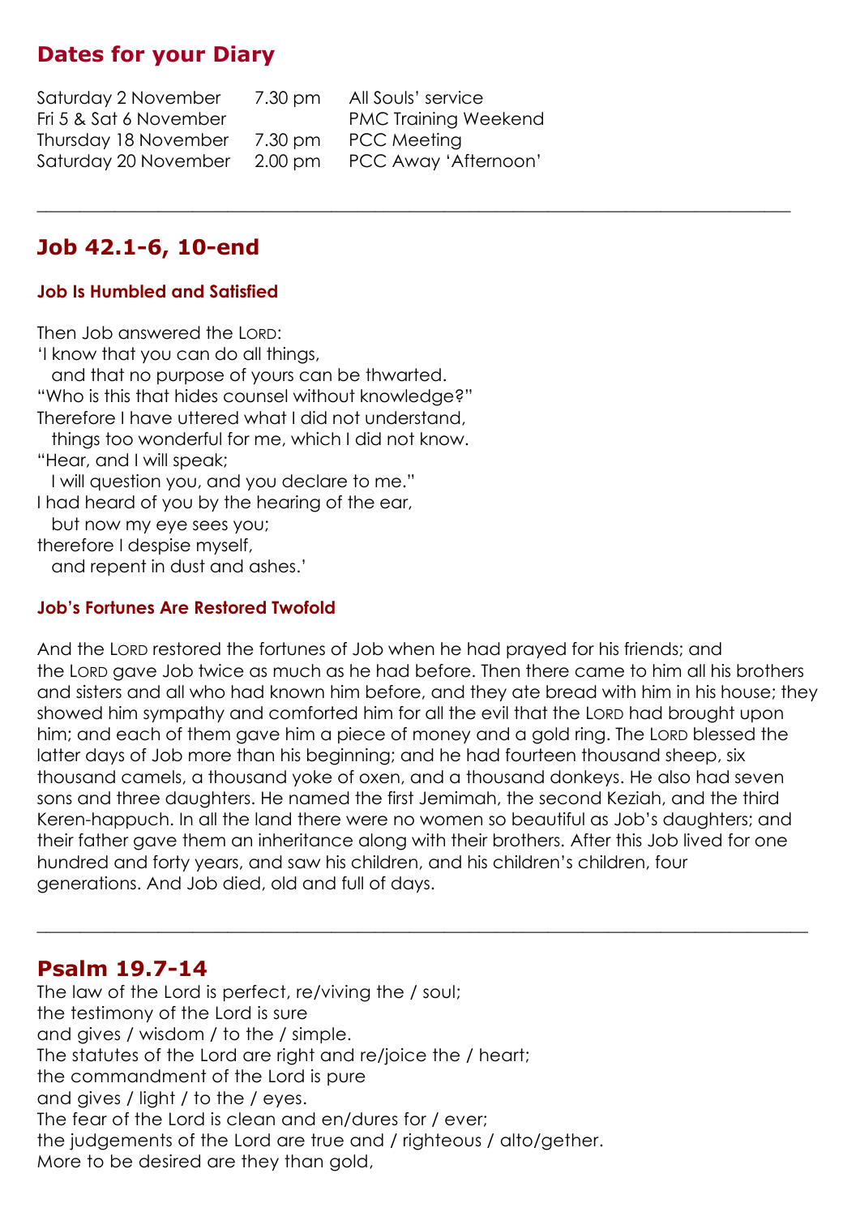## Dates for your Diary

| | | |
|---|---|---|
| Saturday 2 November | 7.30 pm | All Souls' service |
| Fri 5 & Sat 6 November | | PMC Training Weekend |
| Thursday 18 November | 7.30 pm | PCC Meeting |
| Saturday 20 November | 2.00 pm | PCC Away 'Afternoon' |

---

## Job 42.1-6, 10-end

### Job Is Humbled and Satisfied

Then Job answered the LORD:
'I know that you can do all things,
  and that no purpose of yours can be thwarted.
"Who is this that hides counsel without knowledge?"
Therefore I have uttered what I did not understand,
  things too wonderful for me, which I did not know.
"Hear, and I will speak;
  I will question you, and you declare to me."
I had heard of you by the hearing of the ear,
  but now my eye sees you;
therefore I despise myself,
  and repent in dust and ashes.'

### Job's Fortunes Are Restored Twofold

And the LORD restored the fortunes of Job when he had prayed for his friends; and the LORD gave Job twice as much as he had before. Then there came to him all his brothers and sisters and all who had known him before, and they ate bread with him in his house; they showed him sympathy and comforted him for all the evil that the LORD had brought upon him; and each of them gave him a piece of money and a gold ring. The LORD blessed the latter days of Job more than his beginning; and he had fourteen thousand sheep, six thousand camels, a thousand yoke of oxen, and a thousand donkeys. He also had seven sons and three daughters. He named the first Jemimah, the second Keziah, and the third Keren-happuch. In all the land there were no women so beautiful as Job's daughters; and their father gave them an inheritance along with their brothers. After this Job lived for one hundred and forty years, and saw his children, and his children's children, four generations. And Job died, old and full of days.

---

## Psalm 19.7-14

The law of the Lord is perfect, re/viving the / soul;
the testimony of the Lord is sure
and gives / wisdom / to the / simple.
The statutes of the Lord are right and re/joice the / heart;
the commandment of the Lord is pure
and gives / light / to the / eyes.
The fear of the Lord is clean and en/dures for / ever;
the judgements of the Lord are true and / righteous / alto/gether.
More to be desired are they than gold,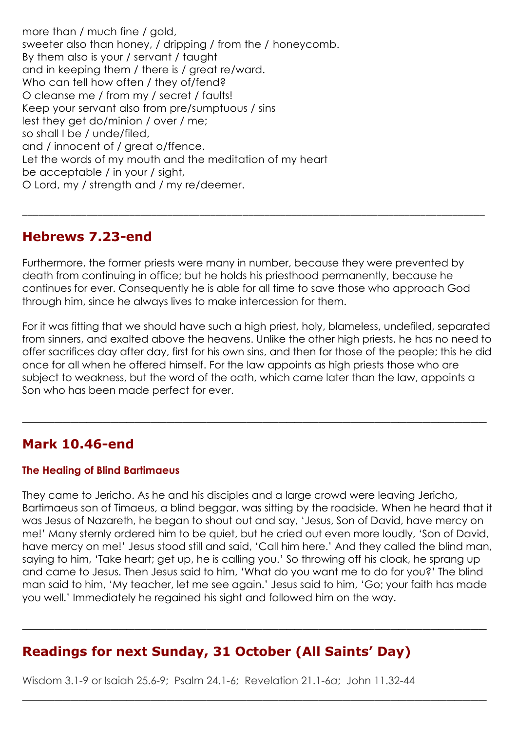more than / much fine / gold,
sweeter also than honey, / dripping / from the / honeycomb.
By them also is your / servant / taught
and in keeping them / there is / great re/ward.
Who can tell how often / they of/fend?
O cleanse me / from my / secret / faults!
Keep your servant also from pre/sumptuous / sins
lest they get do/minion / over / me;
so shall I be / unde/filed,
and / innocent of / great o/ffence.
Let the words of my mouth and the meditation of my heart
be acceptable / in your / sight,
O Lord, my / strength and / my re/deemer.

---

## Hebrews 7.23-end

Furthermore, the former priests were many in number, because they were prevented by death from continuing in office; but he holds his priesthood permanently, because he continues for ever. Consequently he is able for all time to save those who approach God through him, since he always lives to make intercession for them.

For it was fitting that we should have such a high priest, holy, blameless, undefiled, separated from sinners, and exalted above the heavens. Unlike the other high priests, he has no need to offer sacrifices day after day, first for his own sins, and then for those of the people; this he did once for all when he offered himself. For the law appoints as high priests those who are subject to weakness, but the word of the oath, which came later than the law, appoints a Son who has been made perfect for ever.

---

## Mark 10.46-end

### The Healing of Blind Bartimaeus

They came to Jericho. As he and his disciples and a large crowd were leaving Jericho, Bartimaeus son of Timaeus, a blind beggar, was sitting by the roadside. When he heard that it was Jesus of Nazareth, he began to shout out and say, 'Jesus, Son of David, have mercy on me!' Many sternly ordered him to be quiet, but he cried out even more loudly, 'Son of David, have mercy on me!' Jesus stood still and said, 'Call him here.' And they called the blind man, saying to him, 'Take heart; get up, he is calling you.' So throwing off his cloak, he sprang up and came to Jesus. Then Jesus said to him, 'What do you want me to do for you?' The blind man said to him, 'My teacher, let me see again.' Jesus said to him, 'Go; your faith has made you well.' Immediately he regained his sight and followed him on the way.

---

## Readings for next Sunday, 31 October (All Saints' Day)

Wisdom 3.1-9 or Isaiah 25.6-9; Psalm 24.1-6; Revelation 21.1-6*a*; John 11.32-44

---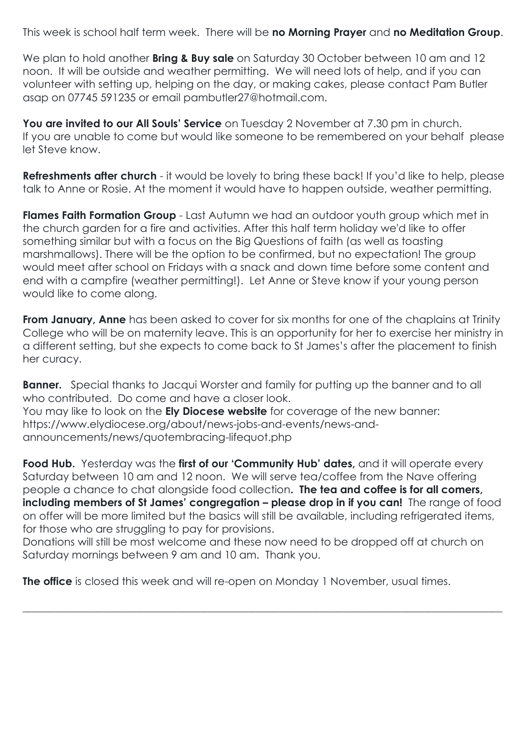This week is school half term week. There will be **no Morning Prayer** and **no Meditation Group**.

We plan to hold another **Bring & Buy sale** on Saturday 30 October between 10 am and 12 noon. It will be outside and weather permitting. We will need lots of help, and if you can volunteer with setting up, helping on the day, or making cakes, please contact Pam Butler asap on 07745 591235 or email pambutler27@hotmail.com.

**You are invited to our All Souls' Service** on Tuesday 2 November at 7.30 pm in church. If you are unable to come but would like someone to be remembered on your behalf please let Steve know.

**Refreshments after church** - it would be lovely to bring these back! If you'd like to help, please talk to Anne or Rosie. At the moment it would have to happen outside, weather permitting.

**Flames Faith Formation Group** - Last Autumn we had an outdoor youth group which met in the church garden for a fire and activities. After this half term holiday we'd like to offer something similar but with a focus on the Big Questions of faith (as well as toasting marshmallows). There will be the option to be confirmed, but no expectation! The group would meet after school on Fridays with a snack and down time before some content and end with a campfire (weather permitting!). Let Anne or Steve know if your young person would like to come along.

**From January, Anne** has been asked to cover for six months for one of the chaplains at Trinity College who will be on maternity leave. This is an opportunity for her to exercise her ministry in a different setting, but she expects to come back to St James's after the placement to finish her curacy.

**Banner.** Special thanks to Jacqui Worster and family for putting up the banner and to all who contributed. Do come and have a closer look.
You may like to look on the **Ely Diocese website** for coverage of the new banner: https://www.elydiocese.org/about/news-jobs-and-events/news-and-announcements/news/quotembracing-lifequot.php

**Food Hub.** Yesterday was the **first of our 'Community Hub' dates,** and it will operate every Saturday between 10 am and 12 noon. We will serve tea/coffee from the Nave offering people a chance to chat alongside food collection**. The tea and coffee is for all comers, including members of St James' congregation – please drop in if you can!** The range of food on offer will be more limited but the basics will still be available, including refrigerated items, for those who are struggling to pay for provisions.
Donations will still be most welcome and these now need to be dropped off at church on Saturday mornings between 9 am and 10 am. Thank you.

**The office** is closed this week and will re-open on Monday 1 November, usual times.

---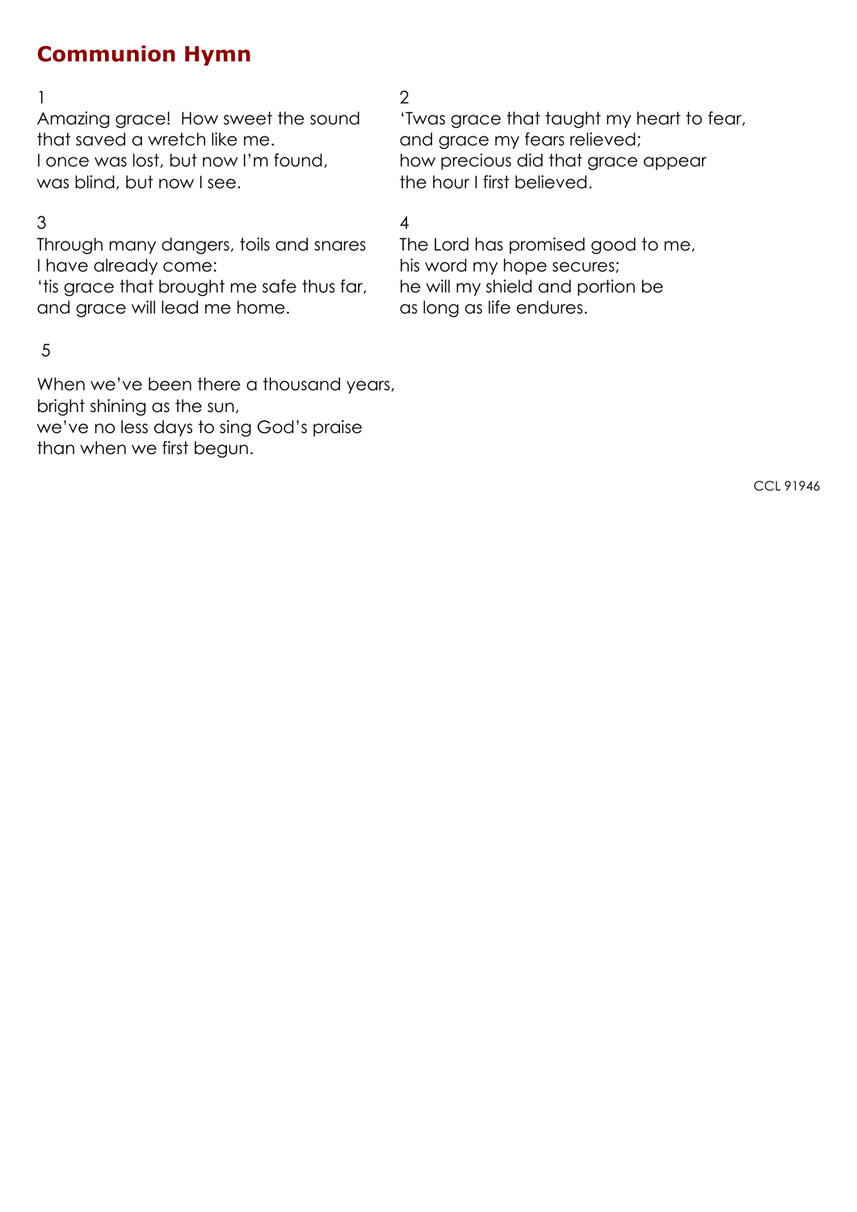## Communion Hymn

1

Amazing grace! How sweet the sound
that saved a wretch like me.
I once was lost, but now I'm found,
was blind, but now I see.

2

'Twas grace that taught my heart to fear,
and grace my fears relieved;
how precious did that grace appear
the hour I first believed.

3

Through many dangers, toils and snares
I have already come:
'tis grace that brought me safe thus far,
and grace will lead me home.

4

The Lord has promised good to me,
his word my hope secures;
he will my shield and portion be
as long as life endures.

5

When we've been there a thousand years,
bright shining as the sun,
we've no less days to sing God's praise
than when we first begun.

CCL 91946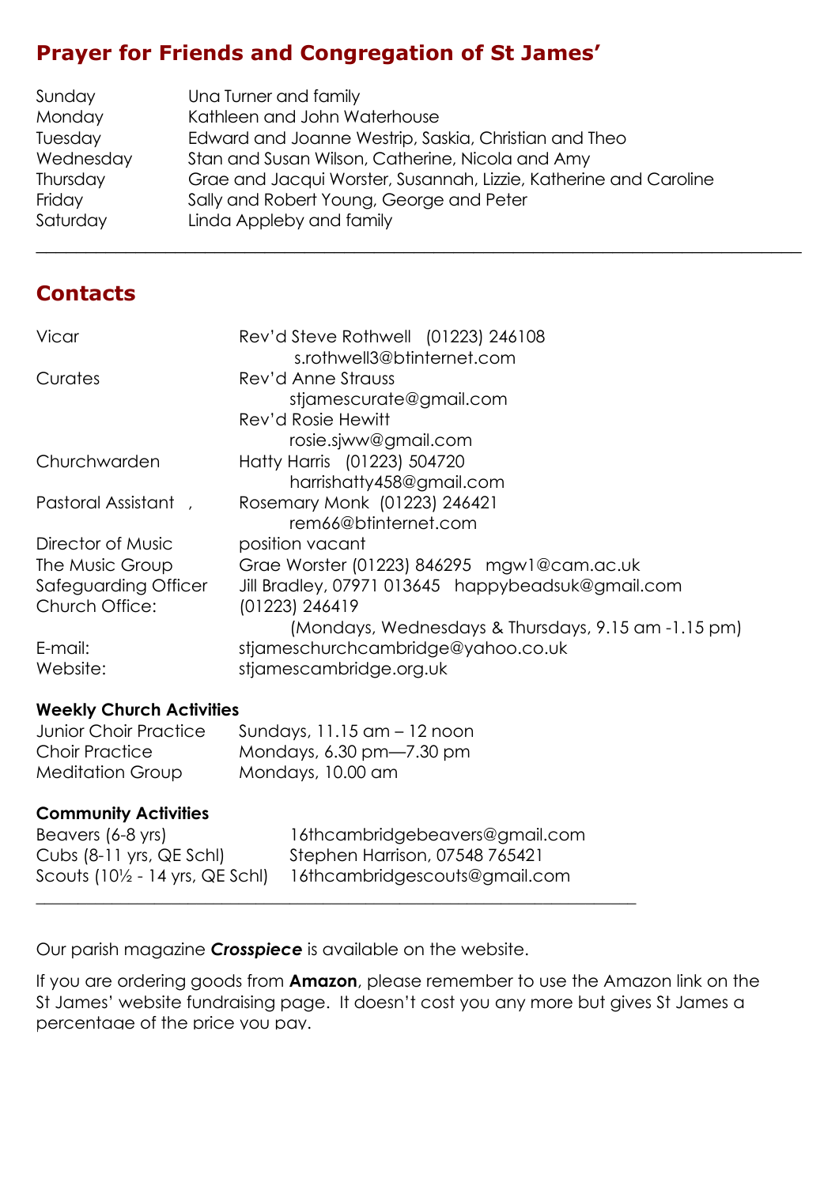## Prayer for Friends and Congregation of St James'

| | |
|---|---|
| Sunday | Una Turner and family |
| Monday | Kathleen and John Waterhouse |
| Tuesday | Edward and Joanne Westrip, Saskia, Christian and Theo |
| Wednesday | Stan and Susan Wilson, Catherine, Nicola and Amy |
| Thursday | Grae and Jacqui Worster, Susannah, Lizzie, Katherine and Caroline |
| Friday | Sally and Robert Young, George and Peter |
| Saturday | Linda Appleby and family |

---

## Contacts

| | |
|---|---|
| Vicar | Rev'd Steve Rothwell (01223) 246108 s.rothwell3@btinternet.com |
| Curates | Rev'd Anne Strauss stjamescurate@gmail.com |
| | Rev'd Rosie Hewitt rosie.sjww@gmail.com |
| Churchwarden | Hatty Harris (01223) 504720 harrishatty458@gmail.com |
| Pastoral Assistant , | Rosemary Monk (01223) 246421 rem66@btinternet.com |
| Director of Music | position vacant |
| The Music Group | Grae Worster (01223) 846295 mgw1@cam.ac.uk |
| Safeguarding Officer | Jill Bradley, 07971 013645 happybeadsuk@gmail.com |
| Church Office: | (01223) 246419 (Mondays, Wednesdays & Thursdays, 9.15 am -1.15 pm) |
| E-mail: | stjameschurchcambridge@yahoo.co.uk |
| Website: | stjamescambridge.org.uk |

**Weekly Church Activities**

| | |
|---|---|
| Junior Choir Practice | Sundays, 11.15 am – 12 noon |
| Choir Practice | Mondays, 6.30 pm—7.30 pm |
| Meditation Group | Mondays, 10.00 am |

**Community Activities**

| | |
|---|---|
| Beavers (6-8 yrs) | 16thcambridgebeavers@gmail.com |
| Cubs (8-11 yrs, QE Schl) | Stephen Harrison, 07548 765421 |
| Scouts (10½ - 14 yrs, QE Schl) | 16thcambridgescouts@gmail.com |

---

Our parish magazine ***Crosspiece*** is available on the website.

If you are ordering goods from **Amazon**, please remember to use the Amazon link on the St James' website fundraising page. It doesn't cost you any more but gives St James a percentage of the price you pay.